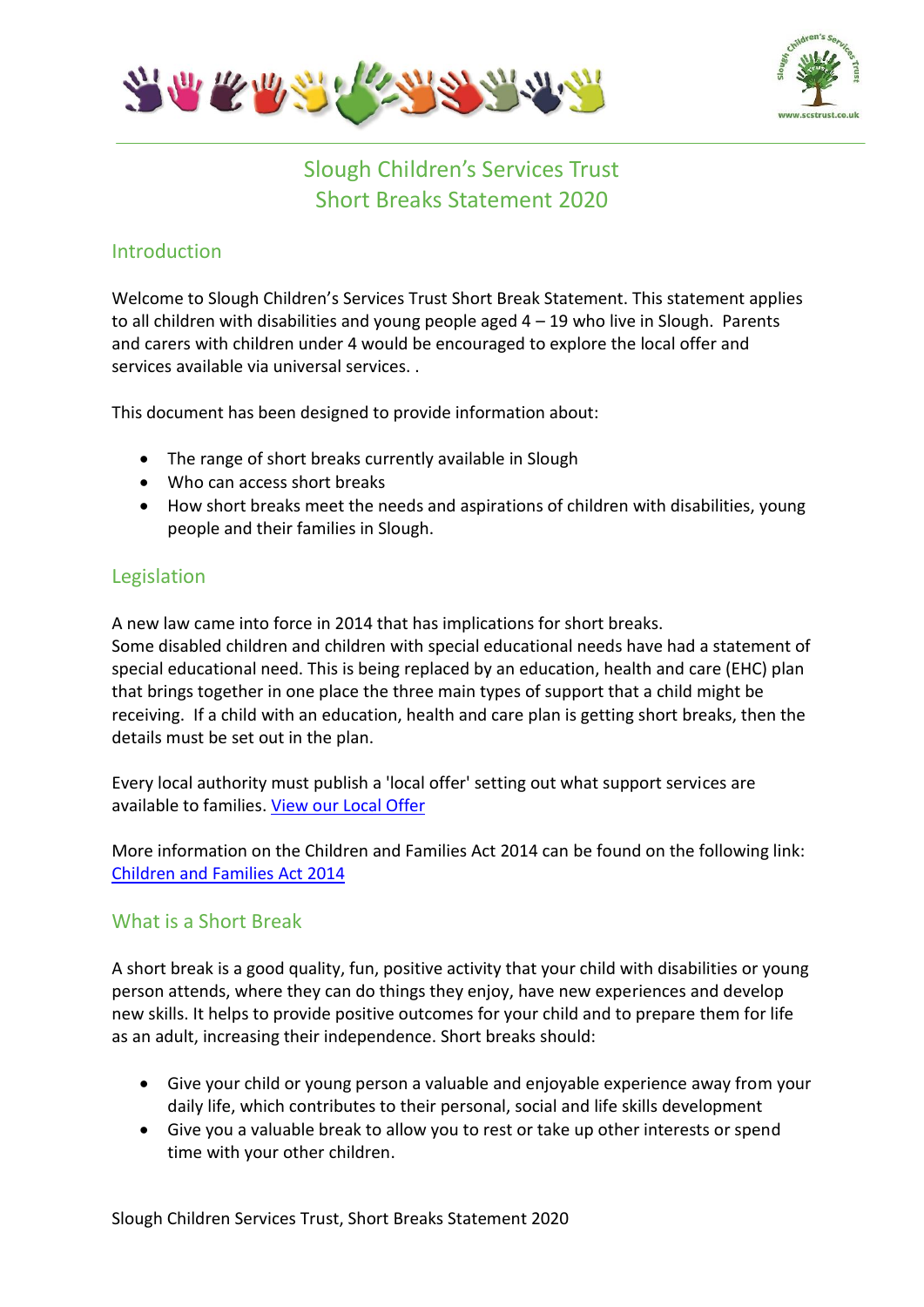# Slough Children's Services Trust
# Short Breaks Statement 2020

## Introduction

Welcome to Slough Children's Services Trust Short Break Statement. This statement applies to all children with disabilities and young people aged 4 – 19 who live in Slough. Parents and carers with children under 4 would be encouraged to explore the local offer and services available via universal services. .

This document has been designed to provide information about:

- The range of short breaks currently available in Slough
- Who can access short breaks
- How short breaks meet the needs and aspirations of children with disabilities, young people and their families in Slough.

## Legislation

A new law came into force in 2014 that has implications for short breaks.
Some disabled children and children with special educational needs have had a statement of special educational need. This is being replaced by an education, health and care (EHC) plan that brings together in one place the three main types of support that a child might be receiving. If a child with an education, health and care plan is getting short breaks, then the details must be set out in the plan.

Every local authority must publish a 'local offer' setting out what support services are available to families. View our Local Offer

More information on the Children and Families Act 2014 can be found on the following link: Children and Families Act 2014

## What is a Short Break

A short break is a good quality, fun, positive activity that your child with disabilities or young person attends, where they can do things they enjoy, have new experiences and develop new skills. It helps to provide positive outcomes for your child and to prepare them for life as an adult, increasing their independence. Short breaks should:

- Give your child or young person a valuable and enjoyable experience away from your daily life, which contributes to their personal, social and life skills development
- Give you a valuable break to allow you to rest or take up other interests or spend time with your other children.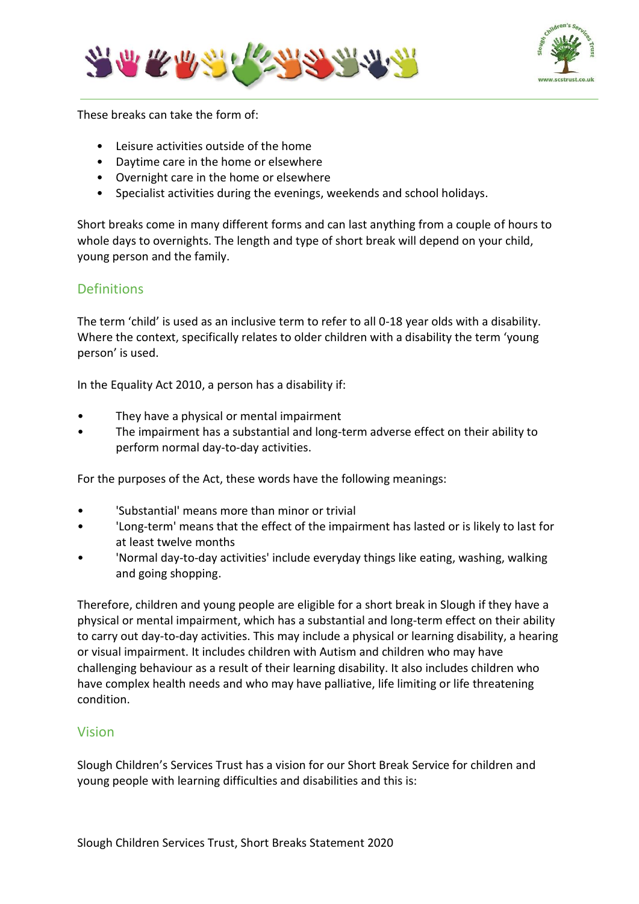These breaks can take the form of:

- Leisure activities outside of the home
- Daytime care in the home or elsewhere
- Overnight care in the home or elsewhere
- Specialist activities during the evenings, weekends and school holidays.

Short breaks come in many different forms and can last anything from a couple of hours to whole days to overnights. The length and type of short break will depend on your child, young person and the family.

## Definitions

The term 'child' is used as an inclusive term to refer to all 0-18 year olds with a disability. Where the context, specifically relates to older children with a disability the term 'young person' is used.

In the Equality Act 2010, a person has a disability if:

- They have a physical or mental impairment
- The impairment has a substantial and long-term adverse effect on their ability to perform normal day-to-day activities.

For the purposes of the Act, these words have the following meanings:

- 'Substantial' means more than minor or trivial
- 'Long-term' means that the effect of the impairment has lasted or is likely to last for at least twelve months
- 'Normal day-to-day activities' include everyday things like eating, washing, walking and going shopping.

Therefore, children and young people are eligible for a short break in Slough if they have a physical or mental impairment, which has a substantial and long-term effect on their ability to carry out day-to-day activities. This may include a physical or learning disability, a hearing or visual impairment. It includes children with Autism and children who may have challenging behaviour as a result of their learning disability. It also includes children who have complex health needs and who may have palliative, life limiting or life threatening condition.

## Vision

Slough Children's Services Trust has a vision for our Short Break Service for children and young people with learning difficulties and disabilities and this is: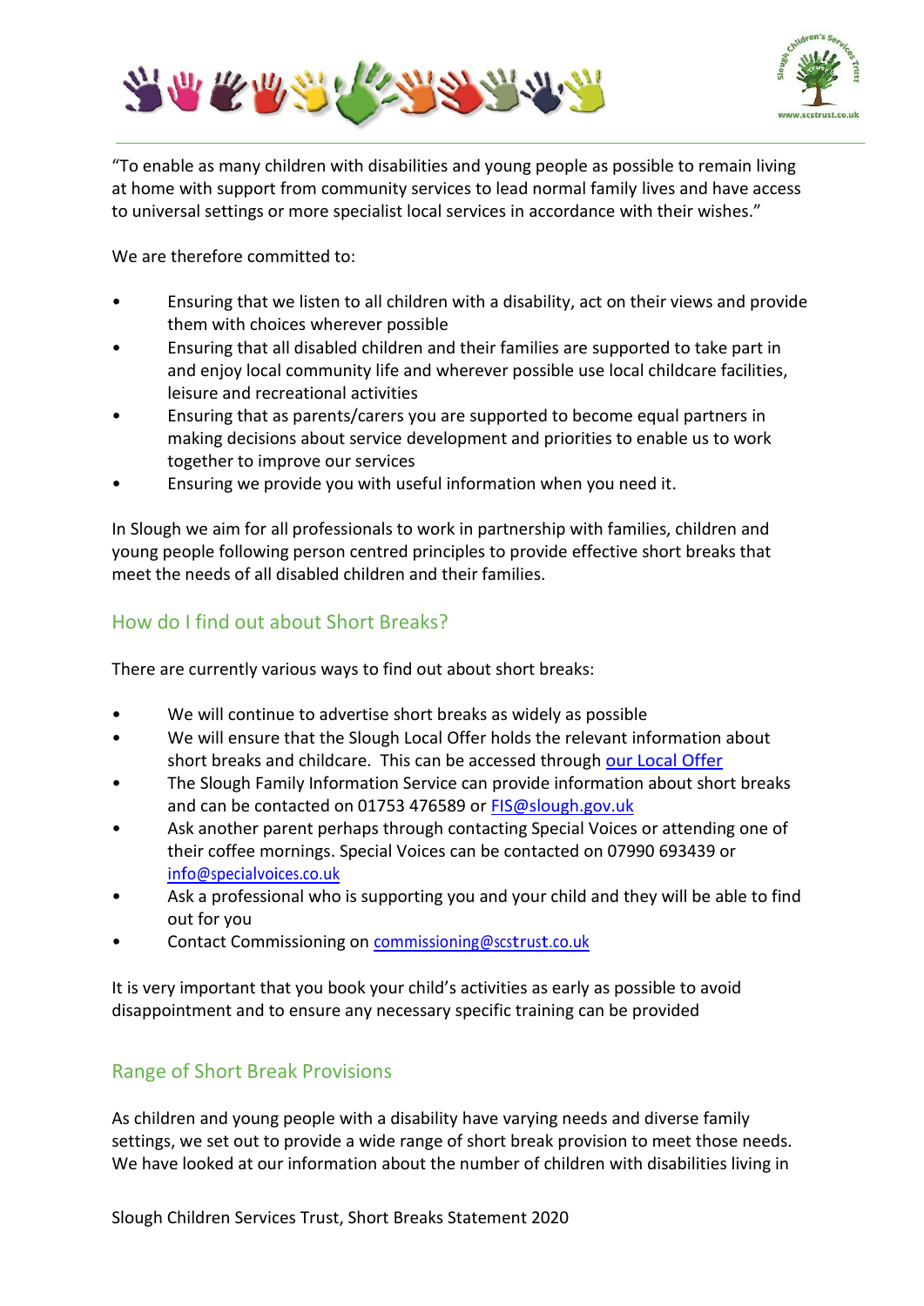"To enable as many children with disabilities and young people as possible to remain living at home with support from community services to lead normal family lives and have access to universal settings or more specialist local services in accordance with their wishes."

We are therefore committed to:

- Ensuring that we listen to all children with a disability, act on their views and provide them with choices wherever possible
- Ensuring that all disabled children and their families are supported to take part in and enjoy local community life and wherever possible use local childcare facilities, leisure and recreational activities
- Ensuring that as parents/carers you are supported to become equal partners in making decisions about service development and priorities to enable us to work together to improve our services
- Ensuring we provide you with useful information when you need it.

In Slough we aim for all professionals to work in partnership with families, children and young people following person centred principles to provide effective short breaks that meet the needs of all disabled children and their families.

## How do I find out about Short Breaks?

There are currently various ways to find out about short breaks:

- We will continue to advertise short breaks as widely as possible
- We will ensure that the Slough Local Offer holds the relevant information about short breaks and childcare. This can be accessed through our Local Offer
- The Slough Family Information Service can provide information about short breaks and can be contacted on 01753 476589 or FIS@slough.gov.uk
- Ask another parent perhaps through contacting Special Voices or attending one of their coffee mornings. Special Voices can be contacted on 07990 693439 or info@specialvoices.co.uk
- Ask a professional who is supporting you and your child and they will be able to find out for you
- Contact Commissioning on commissioning@scstrust.co.uk

It is very important that you book your child's activities as early as possible to avoid disappointment and to ensure any necessary specific training can be provided

## Range of Short Break Provisions

As children and young people with a disability have varying needs and diverse family settings, we set out to provide a wide range of short break provision to meet those needs. We have looked at our information about the number of children with disabilities living in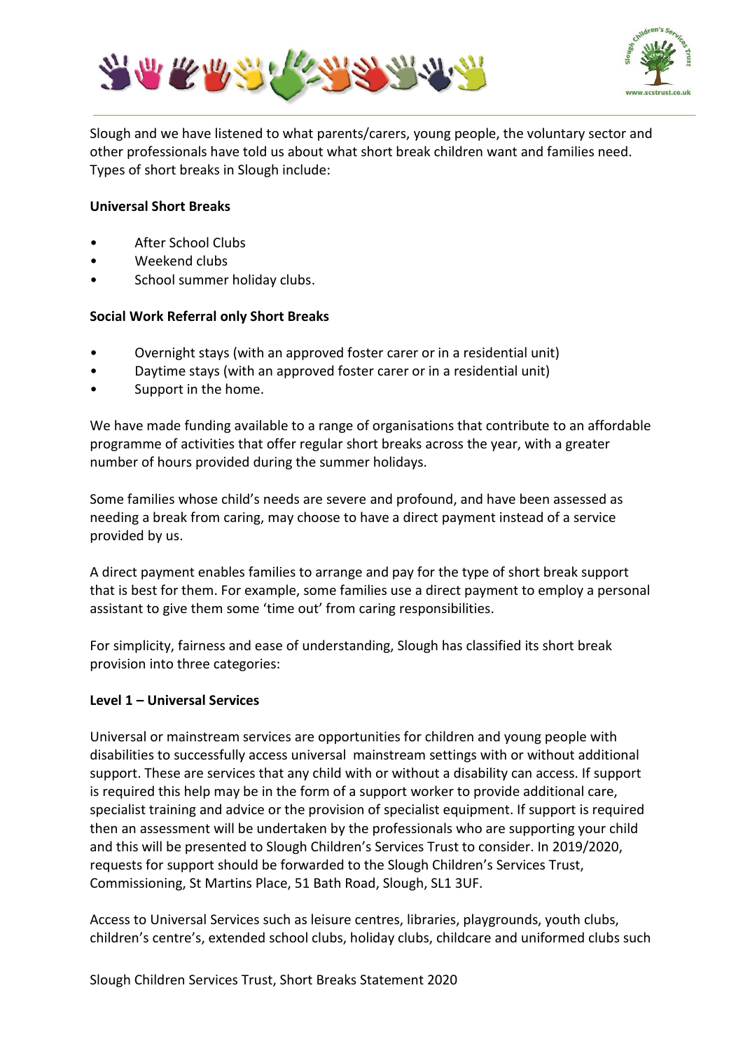Slough and we have listened to what parents/carers, young people, the voluntary sector and other professionals have told us about what short break children want and families need. Types of short breaks in Slough include:

**Universal Short Breaks**

- After School Clubs
- Weekend clubs
- School summer holiday clubs.

**Social Work Referral only Short Breaks**

- Overnight stays (with an approved foster carer or in a residential unit)
- Daytime stays (with an approved foster carer or in a residential unit)
- Support in the home.

We have made funding available to a range of organisations that contribute to an affordable programme of activities that offer regular short breaks across the year, with a greater number of hours provided during the summer holidays.

Some families whose child's needs are severe and profound, and have been assessed as needing a break from caring, may choose to have a direct payment instead of a service provided by us.

A direct payment enables families to arrange and pay for the type of short break support that is best for them. For example, some families use a direct payment to employ a personal assistant to give them some 'time out' from caring responsibilities.

For simplicity, fairness and ease of understanding, Slough has classified its short break provision into three categories:

**Level 1 – Universal Services**

Universal or mainstream services are opportunities for children and young people with disabilities to successfully access universal mainstream settings with or without additional support. These are services that any child with or without a disability can access. If support is required this help may be in the form of a support worker to provide additional care, specialist training and advice or the provision of specialist equipment. If support is required then an assessment will be undertaken by the professionals who are supporting your child and this will be presented to Slough Children's Services Trust to consider. In 2019/2020, requests for support should be forwarded to the Slough Children's Services Trust, Commissioning, St Martins Place, 51 Bath Road, Slough, SL1 3UF.

Access to Universal Services such as leisure centres, libraries, playgrounds, youth clubs, children's centre's, extended school clubs, holiday clubs, childcare and uniformed clubs such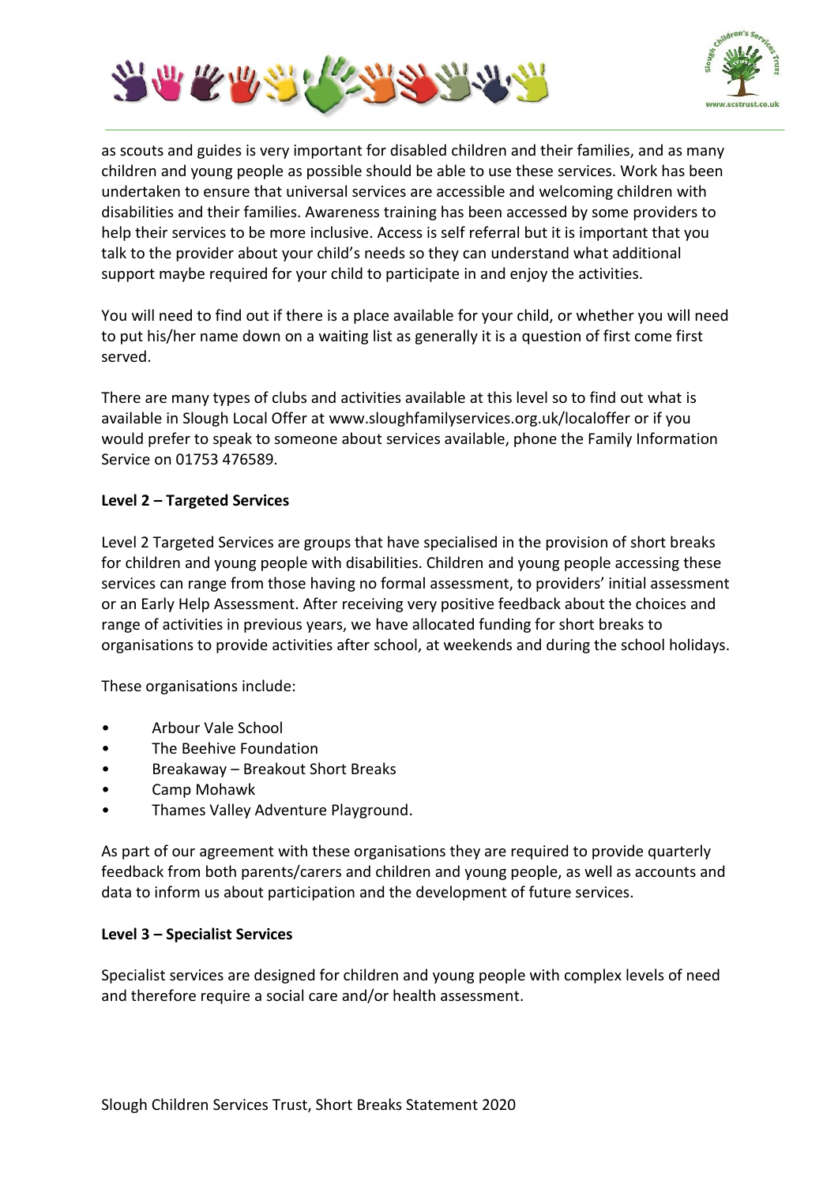as scouts and guides is very important for disabled children and their families, and as many children and young people as possible should be able to use these services. Work has been undertaken to ensure that universal services are accessible and welcoming children with disabilities and their families. Awareness training has been accessed by some providers to help their services to be more inclusive. Access is self referral but it is important that you talk to the provider about your child's needs so they can understand what additional support maybe required for your child to participate in and enjoy the activities.

You will need to find out if there is a place available for your child, or whether you will need to put his/her name down on a waiting list as generally it is a question of first come first served.

There are many types of clubs and activities available at this level so to find out what is available in Slough Local Offer at www.sloughfamilyservices.org.uk/localoffer or if you would prefer to speak to someone about services available, phone the Family Information Service on 01753 476589.

**Level 2 – Targeted Services**

Level 2 Targeted Services are groups that have specialised in the provision of short breaks for children and young people with disabilities. Children and young people accessing these services can range from those having no formal assessment, to providers' initial assessment or an Early Help Assessment. After receiving very positive feedback about the choices and range of activities in previous years, we have allocated funding for short breaks to organisations to provide activities after school, at weekends and during the school holidays.

These organisations include:

- Arbour Vale School
- The Beehive Foundation
- Breakaway – Breakout Short Breaks
- Camp Mohawk
- Thames Valley Adventure Playground.

As part of our agreement with these organisations they are required to provide quarterly feedback from both parents/carers and children and young people, as well as accounts and data to inform us about participation and the development of future services.

**Level 3 – Specialist Services**

Specialist services are designed for children and young people with complex levels of need and therefore require a social care and/or health assessment.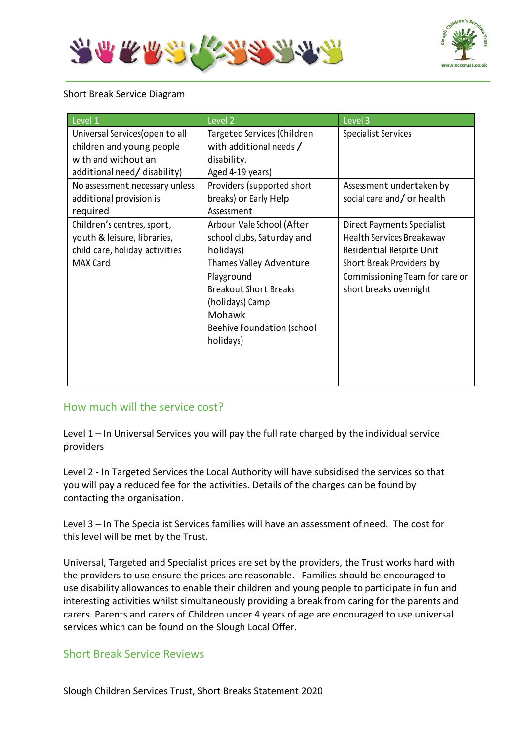Short Break Service Diagram

| Level 1 | Level 2 | Level 3 |
|---|---|---|
| Universal Services(open to all children and young people with and without an additional need/ disability) | Targeted Services (Children with additional needs / disability. Aged 4-19 years) | Specialist Services |
| No assessment necessary unless additional provision is required | Providers (supported short breaks) or Early Help Assessment | Assessment undertaken by social care and/ or health |
| Children's centres, sport, youth & leisure, libraries, child care, holiday activities MAX Card | Arbour Vale School (After school clubs, Saturday and holidays) Thames Valley Adventure Playground Breakout Short Breaks (holidays) Camp Mohawk Beehive Foundation (school holidays) | Direct Payments Specialist Health Services Breakaway Residential Respite Unit Short Break Providers by Commissioning Team for care or short breaks overnight |

## How much will the service cost?

Level 1 – In Universal Services you will pay the full rate charged by the individual service providers

Level 2 - In Targeted Services the Local Authority will have subsidised the services so that you will pay a reduced fee for the activities. Details of the charges can be found by contacting the organisation.

Level 3 – In The Specialist Services families will have an assessment of need. The cost for this level will be met by the Trust.

Universal, Targeted and Specialist prices are set by the providers, the Trust works hard with the providers to use ensure the prices are reasonable. Families should be encouraged to use disability allowances to enable their children and young people to participate in fun and interesting activities whilst simultaneously providing a break from caring for the parents and carers. Parents and carers of Children under 4 years of age are encouraged to use universal services which can be found on the Slough Local Offer.

## Short Break Service Reviews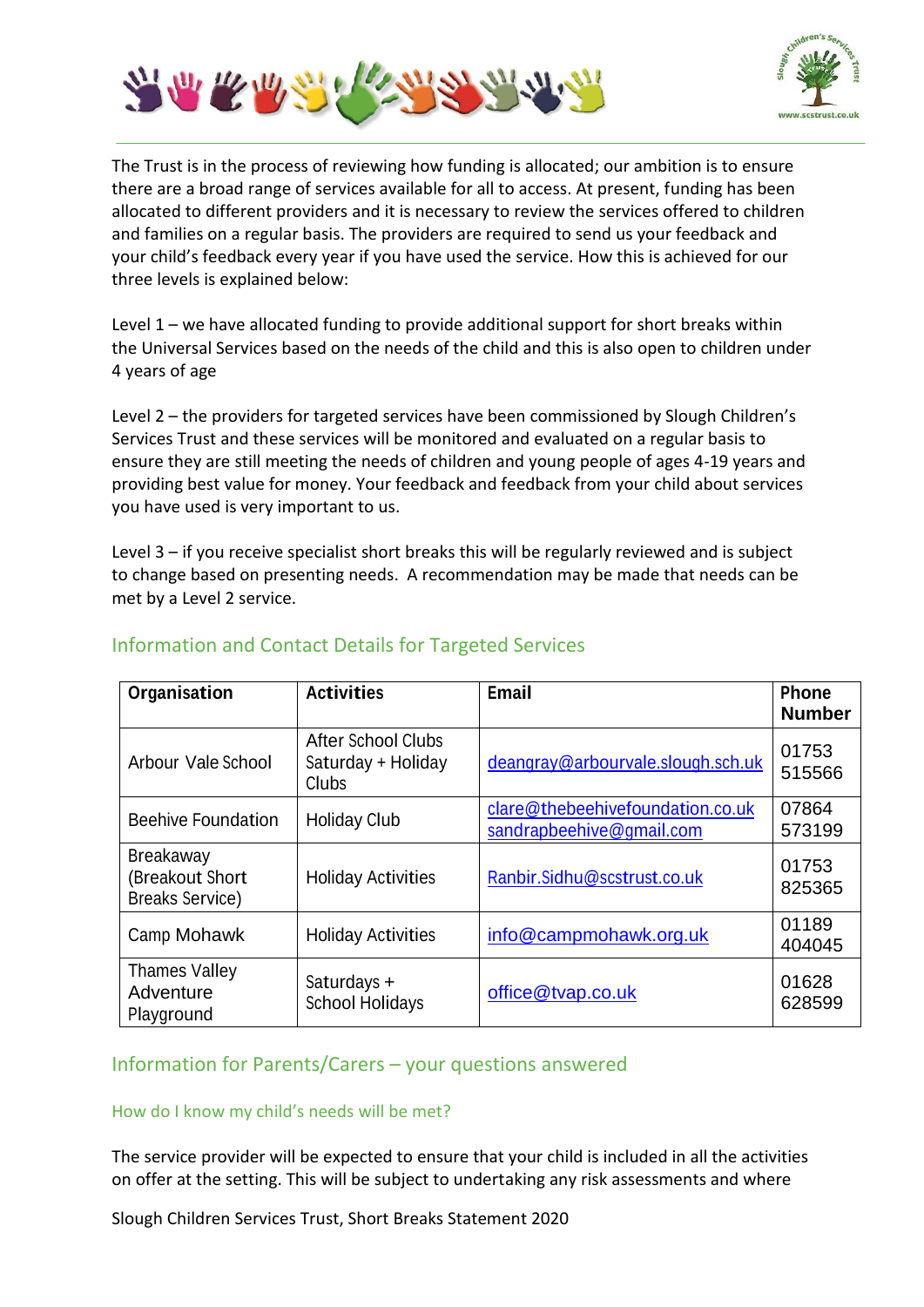The Trust is in the process of reviewing how funding is allocated; our ambition is to ensure there are a broad range of services available for all to access. At present, funding has been allocated to different providers and it is necessary to review the services offered to children and families on a regular basis. The providers are required to send us your feedback and your child's feedback every year if you have used the service. How this is achieved for our three levels is explained below:

Level 1 – we have allocated funding to provide additional support for short breaks within the Universal Services based on the needs of the child and this is also open to children under 4 years of age

Level 2 – the providers for targeted services have been commissioned by Slough Children's Services Trust and these services will be monitored and evaluated on a regular basis to ensure they are still meeting the needs of children and young people of ages 4-19 years and providing best value for money. Your feedback and feedback from your child about services you have used is very important to us.

Level 3 – if you receive specialist short breaks this will be regularly reviewed and is subject to change based on presenting needs. A recommendation may be made that needs can be met by a Level 2 service.

## Information and Contact Details for Targeted Services

| Organisation | Activities | Email | Phone Number |
|---|---|---|---|
| Arbour Vale School | After School Clubs Saturday + Holiday Clubs | deangray@arbourvale.slough.sch.uk | 01753 515566 |
| Beehive Foundation | Holiday Club | clare@thebeehivefoundation.co.uk sandrapbeehive@gmail.com | 07864 573199 |
| Breakaway (Breakout Short Breaks Service) | Holiday Activities | Ranbir.Sidhu@scstrust.co.uk | 01753 825365 |
| Camp Mohawk | Holiday Activities | info@campmohawk.org.uk | 01189 404045 |
| Thames Valley Adventure Playground | Saturdays + School Holidays | office@tvap.co.uk | 01628 628599 |

## Information for Parents/Carers – your questions answered

### How do I know my child's needs will be met?

The service provider will be expected to ensure that your child is included in all the activities on offer at the setting. This will be subject to undertaking any risk assessments and where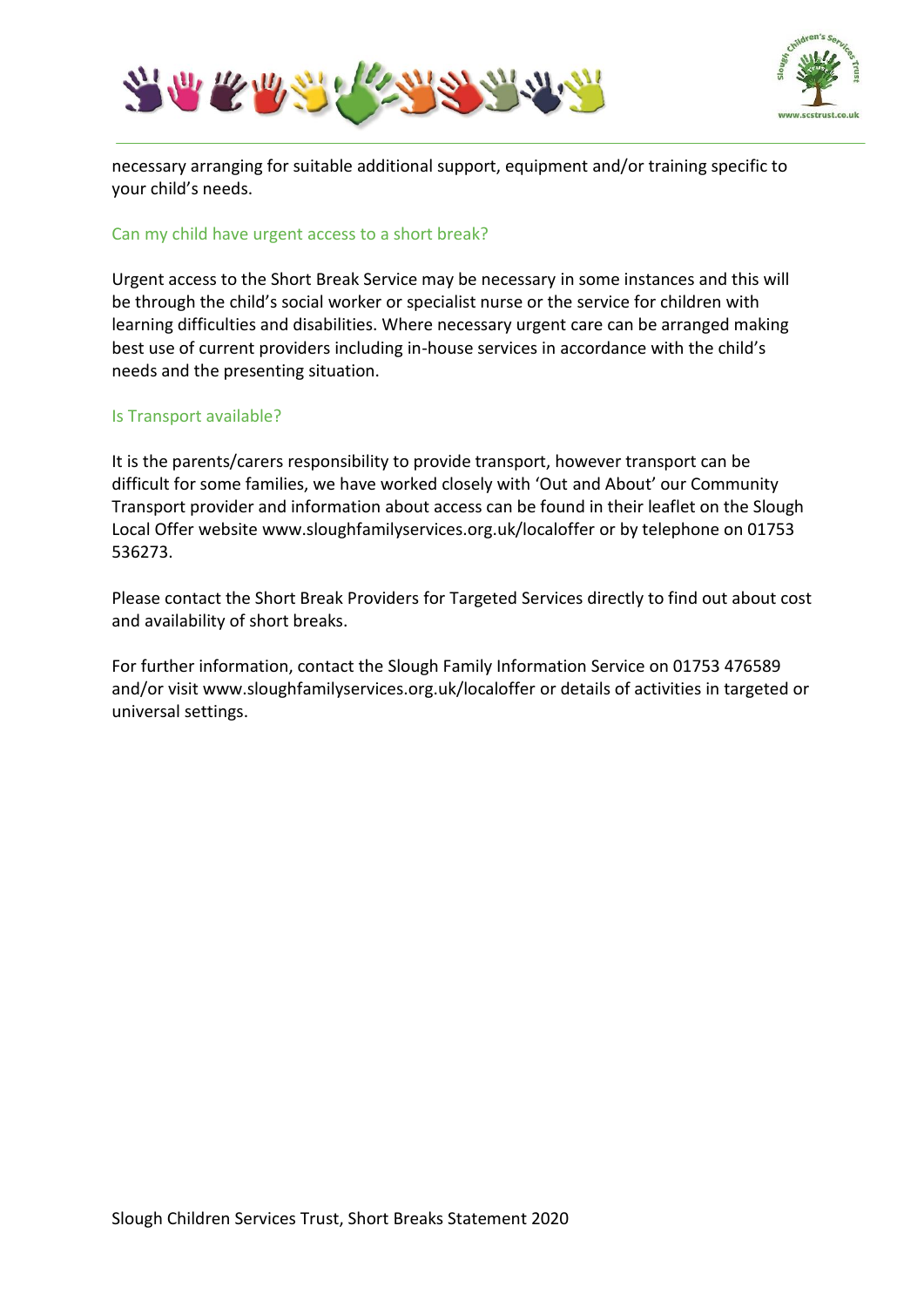necessary arranging for suitable additional support, equipment and/or training specific to your child's needs.

### Can my child have urgent access to a short break?

Urgent access to the Short Break Service may be necessary in some instances and this will be through the child's social worker or specialist nurse or the service for children with learning difficulties and disabilities. Where necessary urgent care can be arranged making best use of current providers including in-house services in accordance with the child's needs and the presenting situation.

### Is Transport available?

It is the parents/carers responsibility to provide transport, however transport can be difficult for some families, we have worked closely with 'Out and About' our Community Transport provider and information about access can be found in their leaflet on the Slough Local Offer website www.sloughfamilyservices.org.uk/localoffer or by telephone on 01753 536273.

Please contact the Short Break Providers for Targeted Services directly to find out about cost and availability of short breaks.

For further information, contact the Slough Family Information Service on 01753 476589 and/or visit www.sloughfamilyservices.org.uk/localoffer or details of activities in targeted or universal settings.